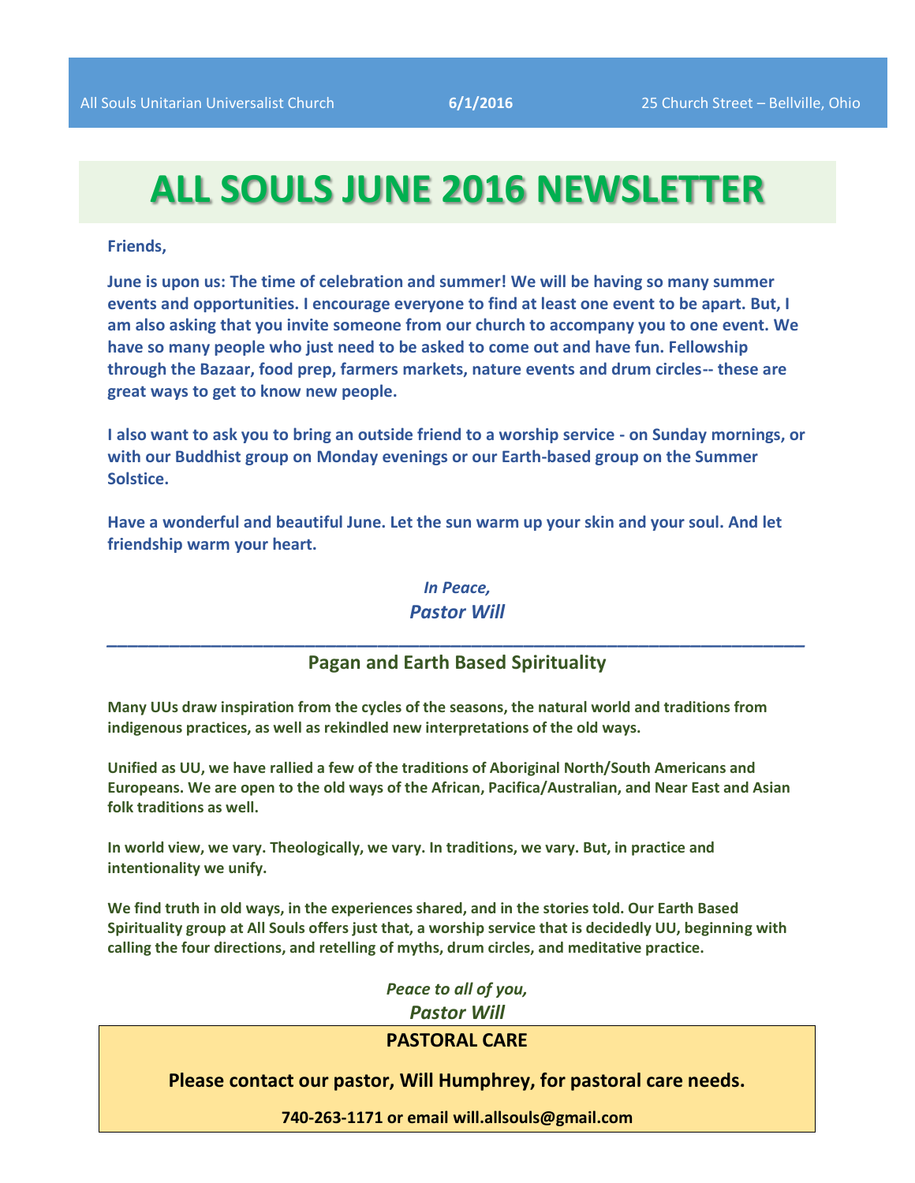All Souls Unitarian Universalist Church **6/1/2016** 25 Church Street – Bellville, Ohio

# ALL SOULS JUNE 2016 NEWSLETTER

**Friends,**

**June is upon us: The time of celebration and summer! We will be having so many summer events and opportunities. I encourage everyone to find at least one event to be apart. But, I am also asking that you invite someone from our church to accompany you to one event. We have so many people who just need to be asked to come out and have fun. Fellowship through the Bazaar, food prep, farmers markets, nature events and drum circles-- these are great ways to get to know new people.**

**I also want to ask you to bring an outside friend to a worship service - on Sunday mornings, or with our Buddhist group on Monday evenings or our Earth-based group on the Summer Solstice.**

**Have a wonderful and beautiful June. Let the sun warm up your skin and your soul. And let friendship warm your heart.**

*In Peace,*
*Pastor Will*

---

## Pagan and Earth Based Spirituality

**Many UUs draw inspiration from the cycles of the seasons, the natural world and traditions from indigenous practices, as well as rekindled new interpretations of the old ways.**

**Unified as UU, we have rallied a few of the traditions of Aboriginal North/South Americans and Europeans. We are open to the old ways of the African, Pacifica/Australian, and Near East and Asian folk traditions as well.**

**In world view, we vary. Theologically, we vary. In traditions, we vary. But, in practice and intentionality we unify.**

**We find truth in old ways, in the experiences shared, and in the stories told. Our Earth Based Spirituality group at All Souls offers just that, a worship service that is decidedly UU, beginning with calling the four directions, and retelling of myths, drum circles, and meditative practice.**

*Peace to all of you,*
*Pastor Will*

## PASTORAL CARE

**Please contact our pastor, Will Humphrey, for pastoral care needs.**

**740-263-1171 or email will.allsouls@gmail.com**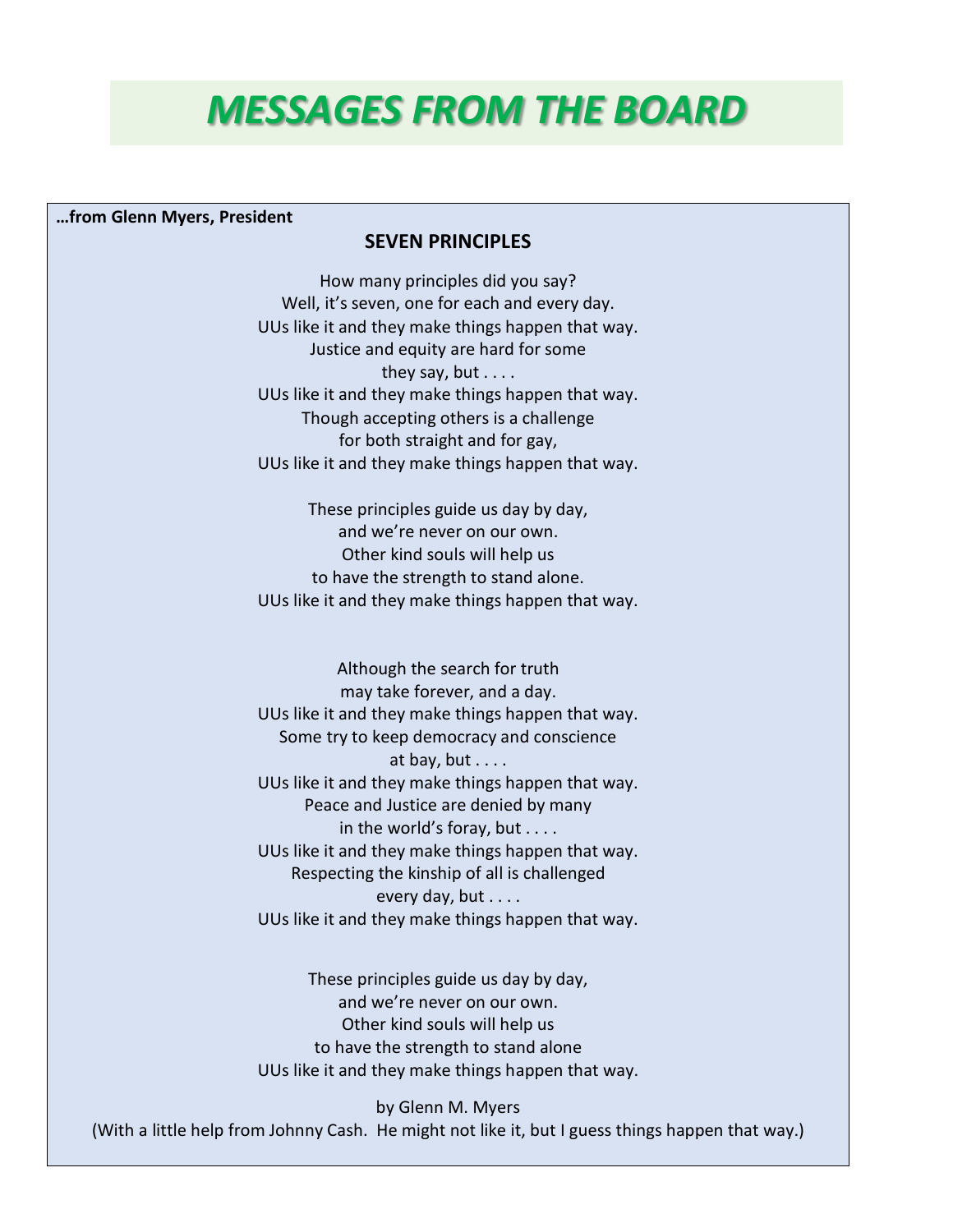# *MESSAGES FROM THE BOARD*

**…from Glenn Myers, President**

## SEVEN PRINCIPLES

How many principles did you say?
Well, it's seven, one for each and every day.
UUs like it and they make things happen that way.
Justice and equity are hard for some
they say, but . . . .
UUs like it and they make things happen that way.
Though accepting others is a challenge
for both straight and for gay,
UUs like it and they make things happen that way.

These principles guide us day by day,
and we're never on our own.
Other kind souls will help us
to have the strength to stand alone.
UUs like it and they make things happen that way.

Although the search for truth
may take forever, and a day.
UUs like it and they make things happen that way.
Some try to keep democracy and conscience
at bay, but . . . .
UUs like it and they make things happen that way.
Peace and Justice are denied by many
in the world's foray, but . . . .
UUs like it and they make things happen that way.
Respecting the kinship of all is challenged
every day, but . . . .
UUs like it and they make things happen that way.

These principles guide us day by day,
and we're never on our own.
Other kind souls will help us
to have the strength to stand alone
UUs like it and they make things happen that way.

by Glenn M. Myers
(With a little help from Johnny Cash. He might not like it, but I guess things happen that way.)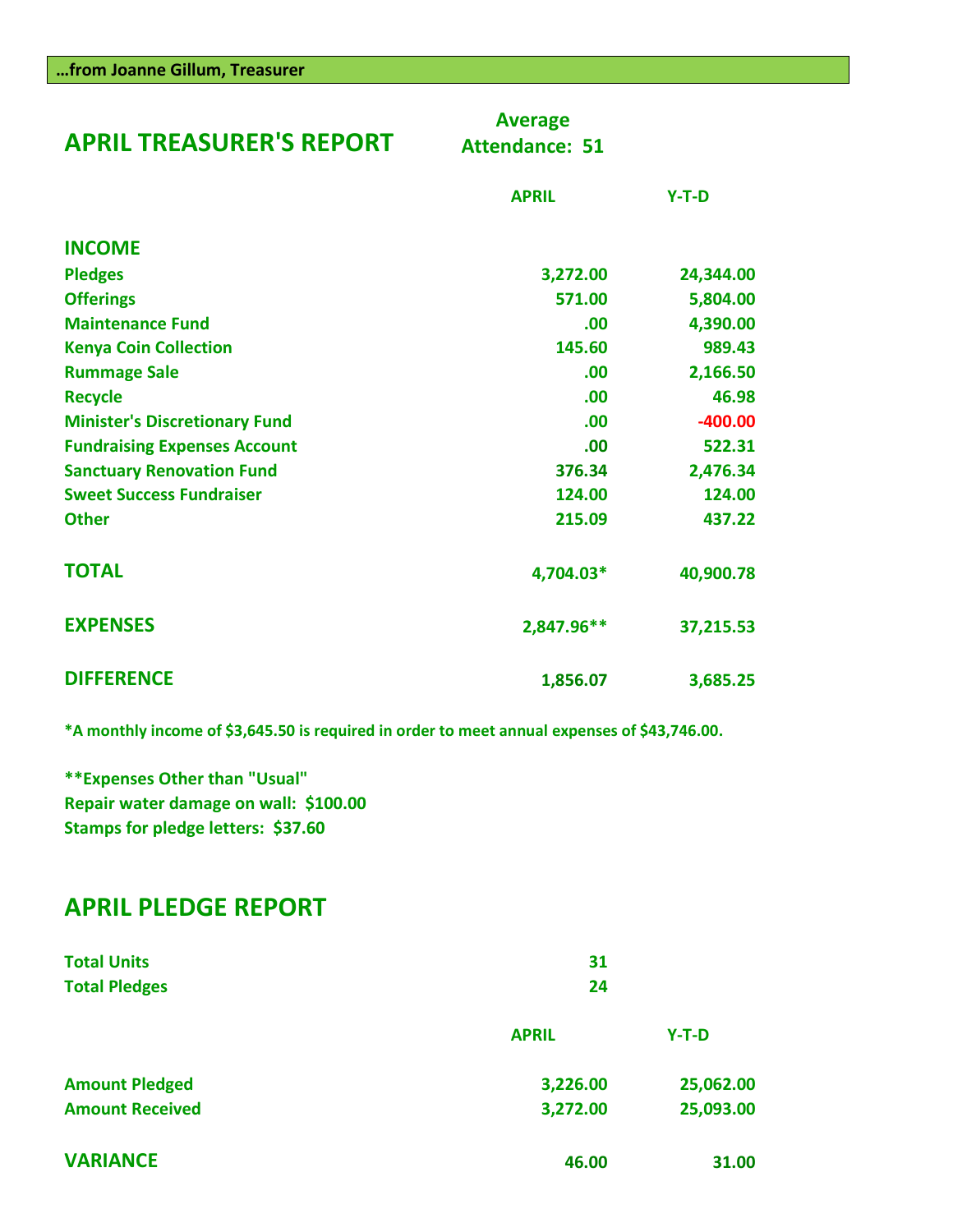**…from Joanne Gillum, Treasurer**

## APRIL TREASURER'S REPORT

**Average Attendance: 51**

| | APRIL | Y-T-D |
|---|---|---|
| **INCOME** | | |
| Pledges | 3,272.00 | 24,344.00 |
| Offerings | 571.00 | 5,804.00 |
| Maintenance Fund | .00 | 4,390.00 |
| Kenya Coin Collection | 145.60 | 989.43 |
| Rummage Sale | .00 | 2,166.50 |
| Recycle | .00 | 46.98 |
| Minister's Discretionary Fund | .00 | -400.00 |
| Fundraising Expenses Account | .00 | 522.31 |
| Sanctuary Renovation Fund | 376.34 | 2,476.34 |
| Sweet Success Fundraiser | 124.00 | 124.00 |
| Other | 215.09 | 437.22 |
| **TOTAL** | 4,704.03* | 40,900.78 |
| **EXPENSES** | 2,847.96** | 37,215.53 |
| **DIFFERENCE** | 1,856.07 | 3,685.25 |

*A monthly income of $3,645.50 is required in order to meet annual expenses of $43,746.00.

**Expenses Other than "Usual"
Repair water damage on wall: $100.00
Stamps for pledge letters: $37.60

## APRIL PLEDGE REPORT

| | |
|---|---|
| Total Units | 31 |
| Total Pledges | 24 |

| | APRIL | Y-T-D |
|---|---|---|
| Amount Pledged | 3,226.00 | 25,062.00 |
| Amount Received | 3,272.00 | 25,093.00 |
| **VARIANCE** | 46.00 | 31.00 |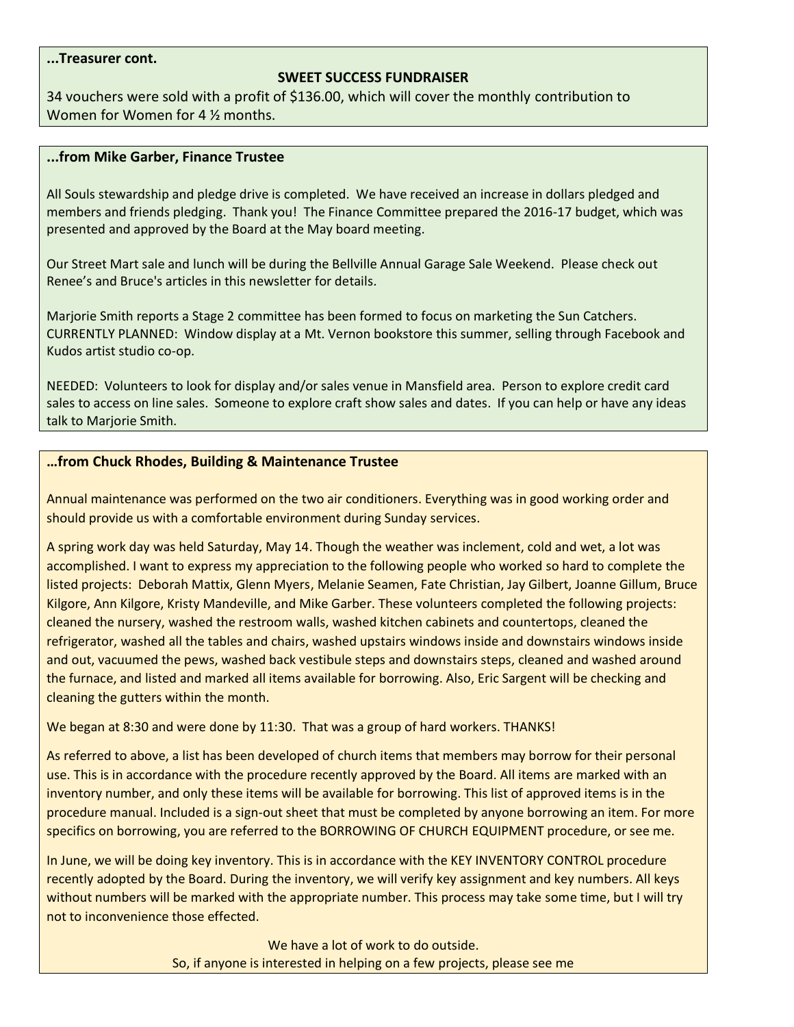**...Treasurer cont.**

**SWEET SUCCESS FUNDRAISER**

34 vouchers were sold with a profit of $136.00, which will cover the monthly contribution to Women for Women for 4 ½ months.

**...from Mike Garber, Finance Trustee**

All Souls stewardship and pledge drive is completed. We have received an increase in dollars pledged and members and friends pledging. Thank you! The Finance Committee prepared the 2016-17 budget, which was presented and approved by the Board at the May board meeting.

Our Street Mart sale and lunch will be during the Bellville Annual Garage Sale Weekend. Please check out Renee's and Bruce's articles in this newsletter for details.

Marjorie Smith reports a Stage 2 committee has been formed to focus on marketing the Sun Catchers. CURRENTLY PLANNED: Window display at a Mt. Vernon bookstore this summer, selling through Facebook and Kudos artist studio co-op.

NEEDED: Volunteers to look for display and/or sales venue in Mansfield area. Person to explore credit card sales to access on line sales. Someone to explore craft show sales and dates. If you can help or have any ideas talk to Marjorie Smith.

**…from Chuck Rhodes, Building & Maintenance Trustee**

Annual maintenance was performed on the two air conditioners. Everything was in good working order and should provide us with a comfortable environment during Sunday services.

A spring work day was held Saturday, May 14. Though the weather was inclement, cold and wet, a lot was accomplished. I want to express my appreciation to the following people who worked so hard to complete the listed projects: Deborah Mattix, Glenn Myers, Melanie Seamen, Fate Christian, Jay Gilbert, Joanne Gillum, Bruce Kilgore, Ann Kilgore, Kristy Mandeville, and Mike Garber. These volunteers completed the following projects: cleaned the nursery, washed the restroom walls, washed kitchen cabinets and countertops, cleaned the refrigerator, washed all the tables and chairs, washed upstairs windows inside and downstairs windows inside and out, vacuumed the pews, washed back vestibule steps and downstairs steps, cleaned and washed around the furnace, and listed and marked all items available for borrowing. Also, Eric Sargent will be checking and cleaning the gutters within the month.

We began at 8:30 and were done by 11:30. That was a group of hard workers. THANKS!

As referred to above, a list has been developed of church items that members may borrow for their personal use. This is in accordance with the procedure recently approved by the Board. All items are marked with an inventory number, and only these items will be available for borrowing. This list of approved items is in the procedure manual. Included is a sign-out sheet that must be completed by anyone borrowing an item. For more specifics on borrowing, you are referred to the BORROWING OF CHURCH EQUIPMENT procedure, or see me.

In June, we will be doing key inventory. This is in accordance with the KEY INVENTORY CONTROL procedure recently adopted by the Board. During the inventory, we will verify key assignment and key numbers. All keys without numbers will be marked with the appropriate number. This process may take some time, but I will try not to inconvenience those effected.

We have a lot of work to do outside.
So, if anyone is interested in helping on a few projects, please see me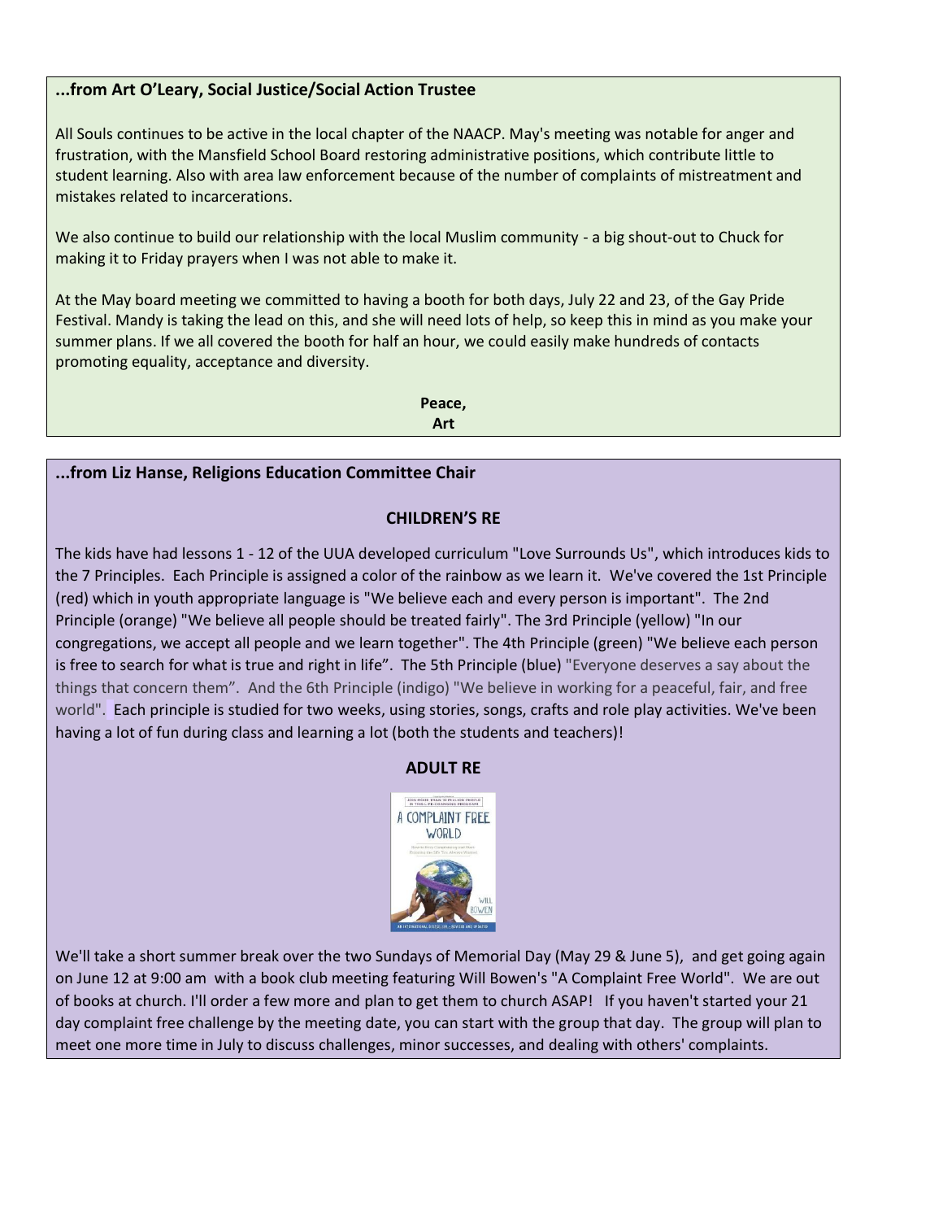### ...from Art O'Leary, Social Justice/Social Action Trustee

All Souls continues to be active in the local chapter of the NAACP. May's meeting was notable for anger and frustration, with the Mansfield School Board restoring administrative positions, which contribute little to student learning. Also with area law enforcement because of the number of complaints of mistreatment and mistakes related to incarcerations.

We also continue to build our relationship with the local Muslim community - a big shout-out to Chuck for making it to Friday prayers when I was not able to make it.

At the May board meeting we committed to having a booth for both days, July 22 and 23, of the Gay Pride Festival. Mandy is taking the lead on this, and she will need lots of help, so keep this in mind as you make your summer plans. If we all covered the booth for half an hour, we could easily make hundreds of contacts promoting equality, acceptance and diversity.

**Peace,**
**Art**

### ...from Liz Hanse, Religions Education Committee Chair

**CHILDREN'S RE**

The kids have had lessons 1 - 12 of the UUA developed curriculum "Love Surrounds Us", which introduces kids to the 7 Principles. Each Principle is assigned a color of the rainbow as we learn it. We've covered the 1st Principle (red) which in youth appropriate language is "We believe each and every person is important". The 2nd Principle (orange) "We believe all people should be treated fairly". The 3rd Principle (yellow) "In our congregations, we accept all people and we learn together". The 4th Principle (green) "We believe each person is free to search for what is true and right in life". The 5th Principle (blue) "Everyone deserves a say about the things that concern them". And the 6th Principle (indigo) "We believe in working for a peaceful, fair, and free world". Each principle is studied for two weeks, using stories, songs, crafts and role play activities. We've been having a lot of fun during class and learning a lot (both the students and teachers)!

**ADULT RE**

We'll take a short summer break over the two Sundays of Memorial Day (May 29 & June 5), and get going again on June 12 at 9:00 am with a book club meeting featuring Will Bowen's "A Complaint Free World". We are out of books at church. I'll order a few more and plan to get them to church ASAP! If you haven't started your 21 day complaint free challenge by the meeting date, you can start with the group that day. The group will plan to meet one more time in July to discuss challenges, minor successes, and dealing with others' complaints.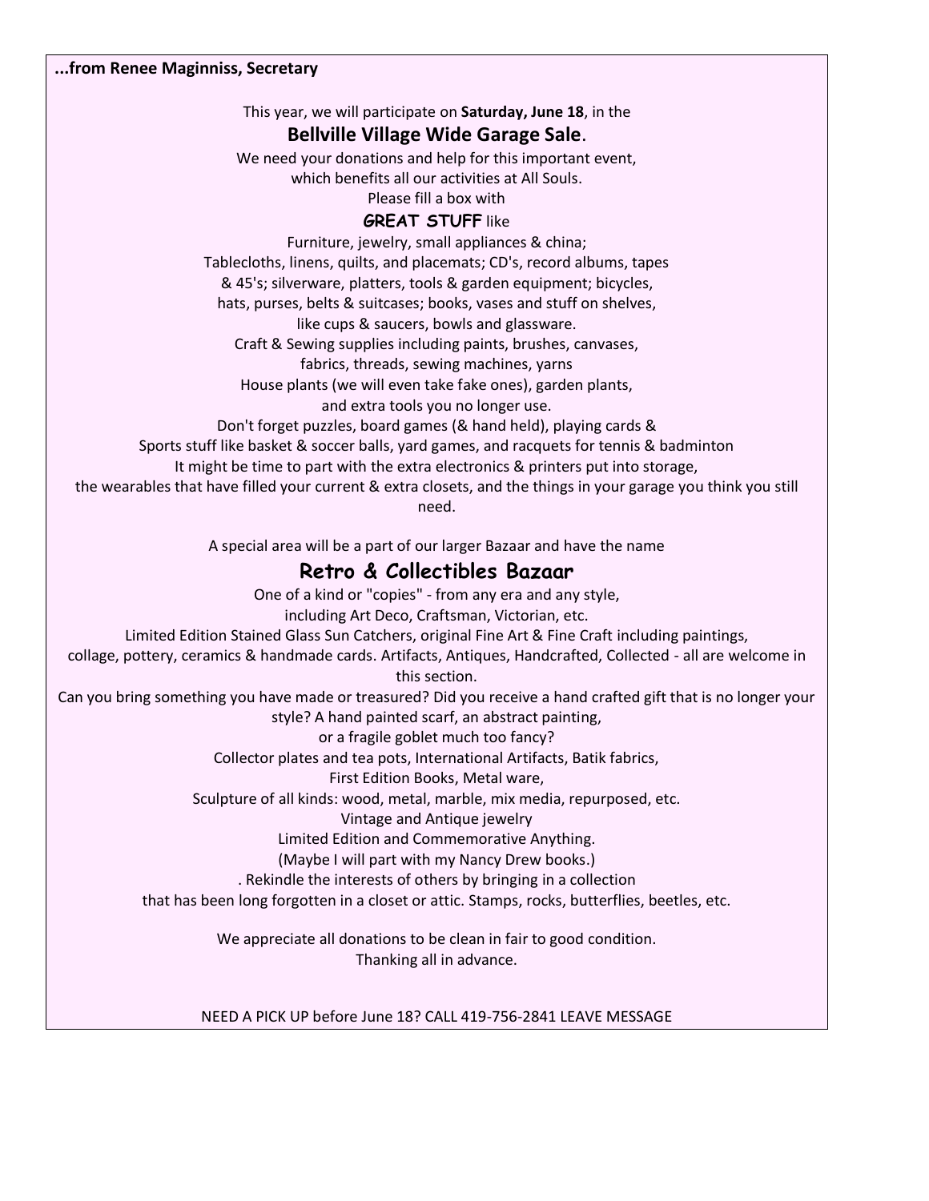**...from Renee Maginniss, Secretary**

This year, we will participate on **Saturday, June 18**, in the

## Bellville Village Wide Garage Sale.

We need your donations and help for this important event,
which benefits all our activities at All Souls.
Please fill a box with

**GREAT STUFF** like

Furniture, jewelry, small appliances & china;
Tablecloths, linens, quilts, and placemats; CD's, record albums, tapes
& 45's; silverware, platters, tools & garden equipment; bicycles,
hats, purses, belts & suitcases; books, vases and stuff on shelves,
like cups & saucers, bowls and glassware.
Craft & Sewing supplies including paints, brushes, canvases,
fabrics, threads, sewing machines, yarns
House plants (we will even take fake ones), garden plants,
and extra tools you no longer use.
Don't forget puzzles, board games (& hand held), playing cards &
Sports stuff like basket & soccer balls, yard games, and racquets for tennis & badminton
It might be time to part with the extra electronics & printers put into storage,
the wearables that have filled your current & extra closets, and the things in your garage you think you still need.

A special area will be a part of our larger Bazaar and have the name

## Retro & Collectibles Bazaar

One of a kind or "copies" - from any era and any style,
including Art Deco, Craftsman, Victorian, etc.
Limited Edition Stained Glass Sun Catchers, original Fine Art & Fine Craft including paintings,
collage, pottery, ceramics & handmade cards. Artifacts, Antiques, Handcrafted, Collected - all are welcome in this section.
Can you bring something you have made or treasured? Did you receive a hand crafted gift that is no longer your style? A hand painted scarf, an abstract painting,
or a fragile goblet much too fancy?
Collector plates and tea pots, International Artifacts, Batik fabrics,
First Edition Books, Metal ware,
Sculpture of all kinds: wood, metal, marble, mix media, repurposed, etc.
Vintage and Antique jewelry
Limited Edition and Commemorative Anything.
(Maybe I will part with my Nancy Drew books.)
. Rekindle the interests of others by bringing in a collection
that has been long forgotten in a closet or attic. Stamps, rocks, butterflies, beetles, etc.

We appreciate all donations to be clean in fair to good condition.
Thanking all in advance.

NEED A PICK UP before June 18? CALL 419-756-2841 LEAVE MESSAGE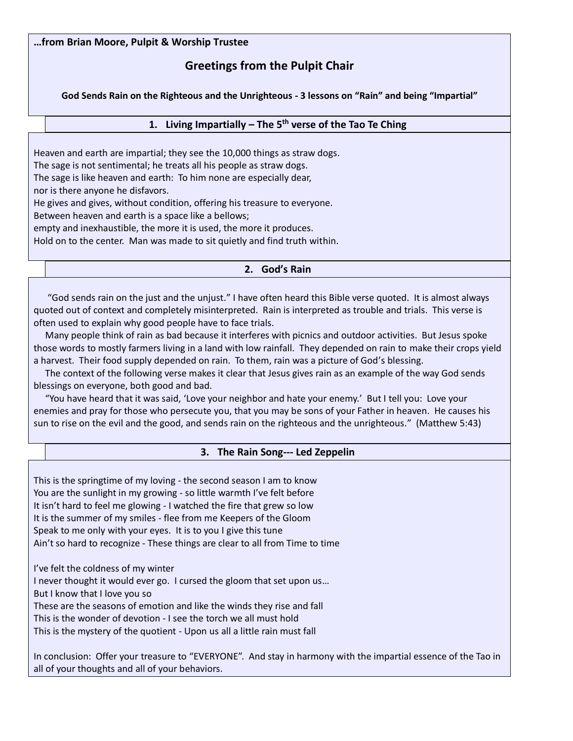**…from Brian Moore, Pulpit & Worship Trustee**

## Greetings from the Pulpit Chair

**God Sends Rain on the Righteous and the Unrighteous - 3 lessons on "Rain" and being "Impartial"**

### 1. Living Impartially – The 5th verse of the Tao Te Ching

Heaven and earth are impartial; they see the 10,000 things as straw dogs.
The sage is not sentimental; he treats all his people as straw dogs.
The sage is like heaven and earth: To him none are especially dear,
nor is there anyone he disfavors.
He gives and gives, without condition, offering his treasure to everyone.
Between heaven and earth is a space like a bellows;
empty and inexhaustible, the more it is used, the more it produces.
Hold on to the center. Man was made to sit quietly and find truth within.

### 2. God's Rain

"God sends rain on the just and the unjust." I have often heard this Bible verse quoted. It is almost always quoted out of context and completely misinterpreted. Rain is interpreted as trouble and trials. This verse is often used to explain why good people have to face trials.

Many people think of rain as bad because it interferes with picnics and outdoor activities. But Jesus spoke those words to mostly farmers living in a land with low rainfall. They depended on rain to make their crops yield a harvest. Their food supply depended on rain. To them, rain was a picture of God's blessing.

The context of the following verse makes it clear that Jesus gives rain as an example of the way God sends blessings on everyone, both good and bad.

"You have heard that it was said, 'Love your neighbor and hate your enemy.' But I tell you: Love your enemies and pray for those who persecute you, that you may be sons of your Father in heaven. He causes his sun to rise on the evil and the good, and sends rain on the righteous and the unrighteous." (Matthew 5:43)

### 3. The Rain Song--- Led Zeppelin

This is the springtime of my loving - the second season I am to know
You are the sunlight in my growing - so little warmth I've felt before
It isn't hard to feel me glowing - I watched the fire that grew so low
It is the summer of my smiles - flee from me Keepers of the Gloom
Speak to me only with your eyes. It is to you I give this tune
Ain't so hard to recognize - These things are clear to all from Time to time

I've felt the coldness of my winter
I never thought it would ever go. I cursed the gloom that set upon us…
But I know that I love you so
These are the seasons of emotion and like the winds they rise and fall
This is the wonder of devotion - I see the torch we all must hold
This is the mystery of the quotient - Upon us all a little rain must fall

In conclusion: Offer your treasure to "EVERYONE". And stay in harmony with the impartial essence of the Tao in all of your thoughts and all of your behaviors.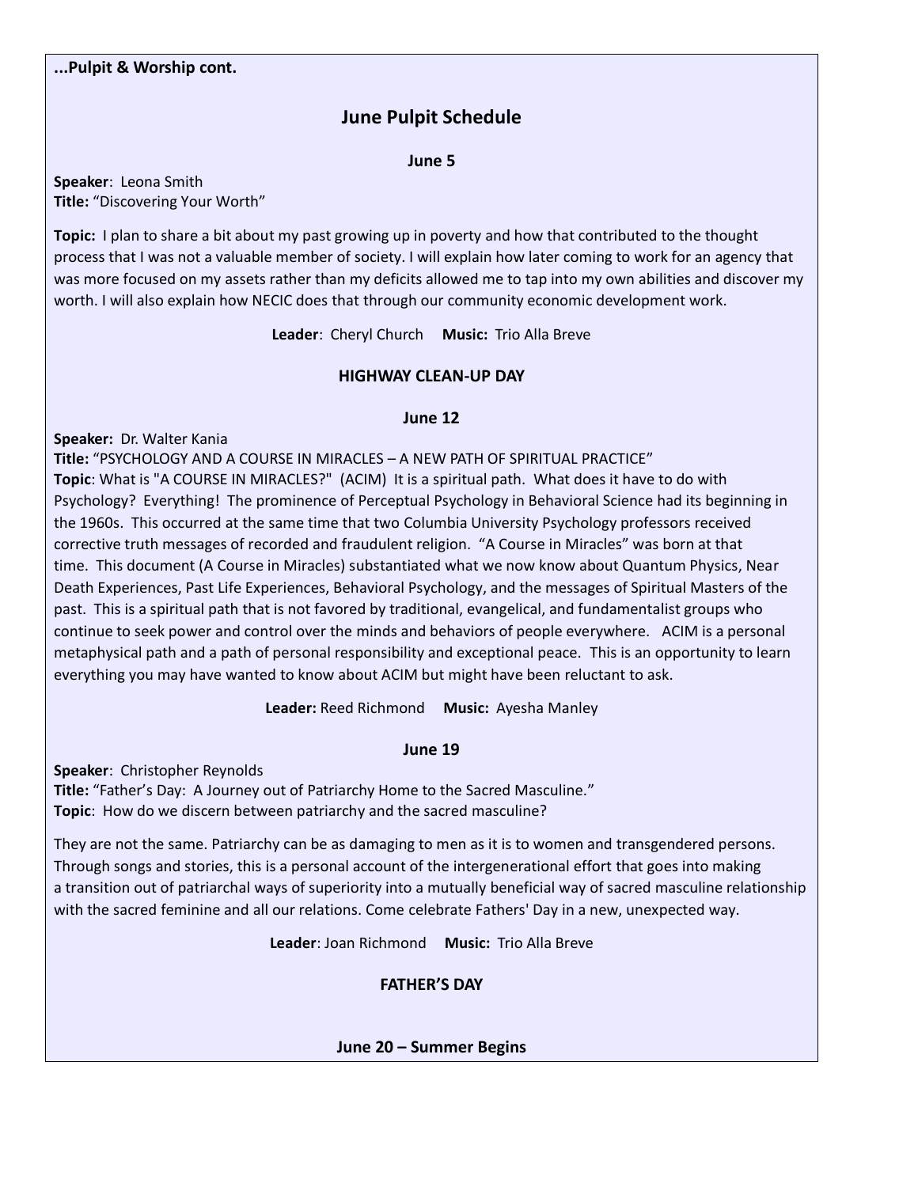**...Pulpit & Worship cont.**

## June Pulpit Schedule

### June 5

**Speaker**: Leona Smith
**Title:** “Discovering Your Worth”

**Topic:** I plan to share a bit about my past growing up in poverty and how that contributed to the thought process that I was not a valuable member of society. I will explain how later coming to work for an agency that was more focused on my assets rather than my deficits allowed me to tap into my own abilities and discover my worth. I will also explain how NECIC does that through our community economic development work.

**Leader**: Cheryl Church **Music:** Trio Alla Breve

**HIGHWAY CLEAN-UP DAY**

### June 12

**Speaker:** Dr. Walter Kania
**Title:** “PSYCHOLOGY AND A COURSE IN MIRACLES – A NEW PATH OF SPIRITUAL PRACTICE”
**Topic**: What is "A COURSE IN MIRACLES?" (ACIM) It is a spiritual path. What does it have to do with Psychology? Everything! The prominence of Perceptual Psychology in Behavioral Science had its beginning in the 1960s. This occurred at the same time that two Columbia University Psychology professors received corrective truth messages of recorded and fraudulent religion. “A Course in Miracles” was born at that time. This document (A Course in Miracles) substantiated what we now know about Quantum Physics, Near Death Experiences, Past Life Experiences, Behavioral Psychology, and the messages of Spiritual Masters of the past. This is a spiritual path that is not favored by traditional, evangelical, and fundamentalist groups who continue to seek power and control over the minds and behaviors of people everywhere. ACIM is a personal metaphysical path and a path of personal responsibility and exceptional peace. This is an opportunity to learn everything you may have wanted to know about ACIM but might have been reluctant to ask.

**Leader:** Reed Richmond **Music:** Ayesha Manley

### June 19

**Speaker**: Christopher Reynolds
**Title:** “Father’s Day: A Journey out of Patriarchy Home to the Sacred Masculine.”
**Topic**: How do we discern between patriarchy and the sacred masculine?

They are not the same. Patriarchy can be as damaging to men as it is to women and transgendered persons. Through songs and stories, this is a personal account of the intergenerational effort that goes into making a transition out of patriarchal ways of superiority into a mutually beneficial way of sacred masculine relationship with the sacred feminine and all our relations. Come celebrate Fathers' Day in a new, unexpected way.

**Leader**: Joan Richmond **Music:** Trio Alla Breve

**FATHER’S DAY**

**June 20 – Summer Begins**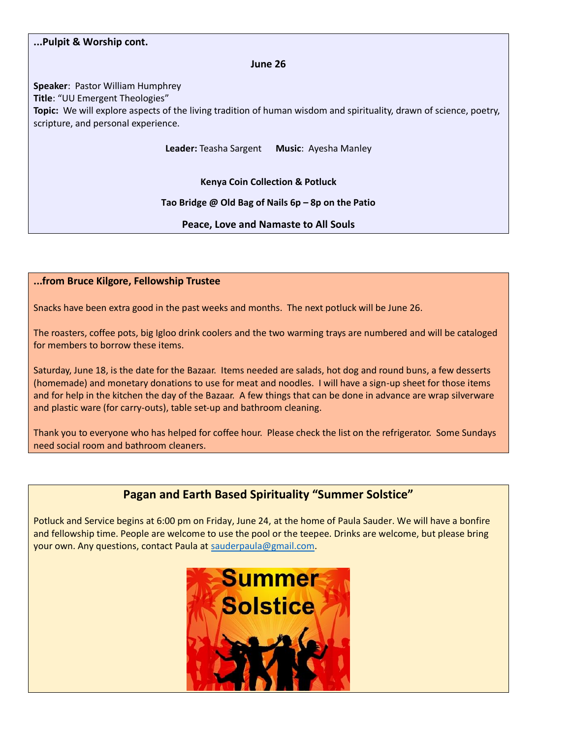**...Pulpit & Worship cont.**

**June 26**

**Speaker**: Pastor William Humphrey
**Title**: "UU Emergent Theologies"
**Topic:** We will explore aspects of the living tradition of human wisdom and spirituality, drawn of science, poetry, scripture, and personal experience.

**Leader:** Teasha Sargent **Music**: Ayesha Manley

**Kenya Coin Collection & Potluck**

**Tao Bridge @ Old Bag of Nails 6p – 8p on the Patio**

**Peace, Love and Namaste to All Souls**

**...from Bruce Kilgore, Fellowship Trustee**

Snacks have been extra good in the past weeks and months. The next potluck will be June 26.

The roasters, coffee pots, big Igloo drink coolers and the two warming trays are numbered and will be cataloged for members to borrow these items.

Saturday, June 18, is the date for the Bazaar. Items needed are salads, hot dog and round buns, a few desserts (homemade) and monetary donations to use for meat and noodles. I will have a sign-up sheet for those items and for help in the kitchen the day of the Bazaar. A few things that can be done in advance are wrap silverware and plastic ware (for carry-outs), table set-up and bathroom cleaning.

Thank you to everyone who has helped for coffee hour. Please check the list on the refrigerator. Some Sundays need social room and bathroom cleaners.

## Pagan and Earth Based Spirituality "Summer Solstice"

Potluck and Service begins at 6:00 pm on Friday, June 24, at the home of Paula Sauder. We will have a bonfire and fellowship time. People are welcome to use the pool or the teepee. Drinks are welcome, but please bring your own. Any questions, contact Paula at sauderpaula@gmail.com.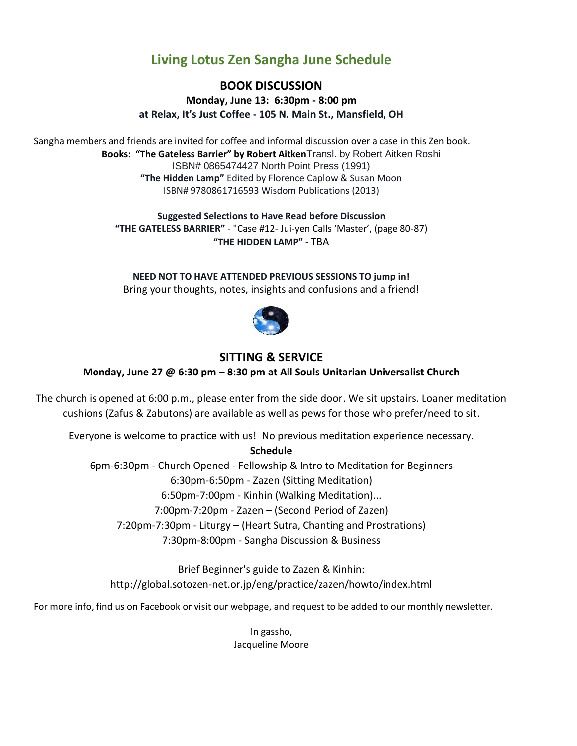# Living Lotus Zen Sangha June Schedule

## BOOK DISCUSSION

**Monday, June 13: 6:30pm - 8:00 pm**
**at Relax, It's Just Coffee - 105 N. Main St., Mansfield, OH**

Sangha members and friends are invited for coffee and informal discussion over a case in this Zen book.

**Books: "The Gateless Barrier" by Robert Aitken** Transl. by Robert Aitken Roshi
ISBN# 0865474427 North Point Press (1991)
**"The Hidden Lamp"** Edited by Florence Caplow & Susan Moon
ISBN# 9780861716593 Wisdom Publications (2013)

**Suggested Selections to Have Read before Discussion**
**"THE GATELESS BARRIER"** - "Case #12- Jui-yen Calls 'Master', (page 80-87)
**"THE HIDDEN LAMP"** - TBA

**NEED NOT TO HAVE ATTENDED PREVIOUS SESSIONS TO jump in!**
Bring your thoughts, notes, insights and confusions and a friend!

## SITTING & SERVICE

**Monday, June 27 @ 6:30 pm – 8:30 pm at All Souls Unitarian Universalist Church**

The church is opened at 6:00 p.m., please enter from the side door. We sit upstairs. Loaner meditation cushions (Zafus & Zabutons) are available as well as pews for those who prefer/need to sit.

Everyone is welcome to practice with us! No previous meditation experience necessary.

**Schedule**

6pm-6:30pm - Church Opened - Fellowship & Intro to Meditation for Beginners
6:30pm-6:50pm - Zazen (Sitting Meditation)
6:50pm-7:00pm - Kinhin (Walking Meditation)...
7:00pm-7:20pm - Zazen – (Second Period of Zazen)
7:20pm-7:30pm - Liturgy – (Heart Sutra, Chanting and Prostrations)
7:30pm-8:00pm - Sangha Discussion & Business

Brief Beginner's guide to Zazen & Kinhin:
http://global.sotozen-net.or.jp/eng/practice/zazen/howto/index.html

For more info, find us on Facebook or visit our webpage, and request to be added to our monthly newsletter.

In gassho,
Jacqueline Moore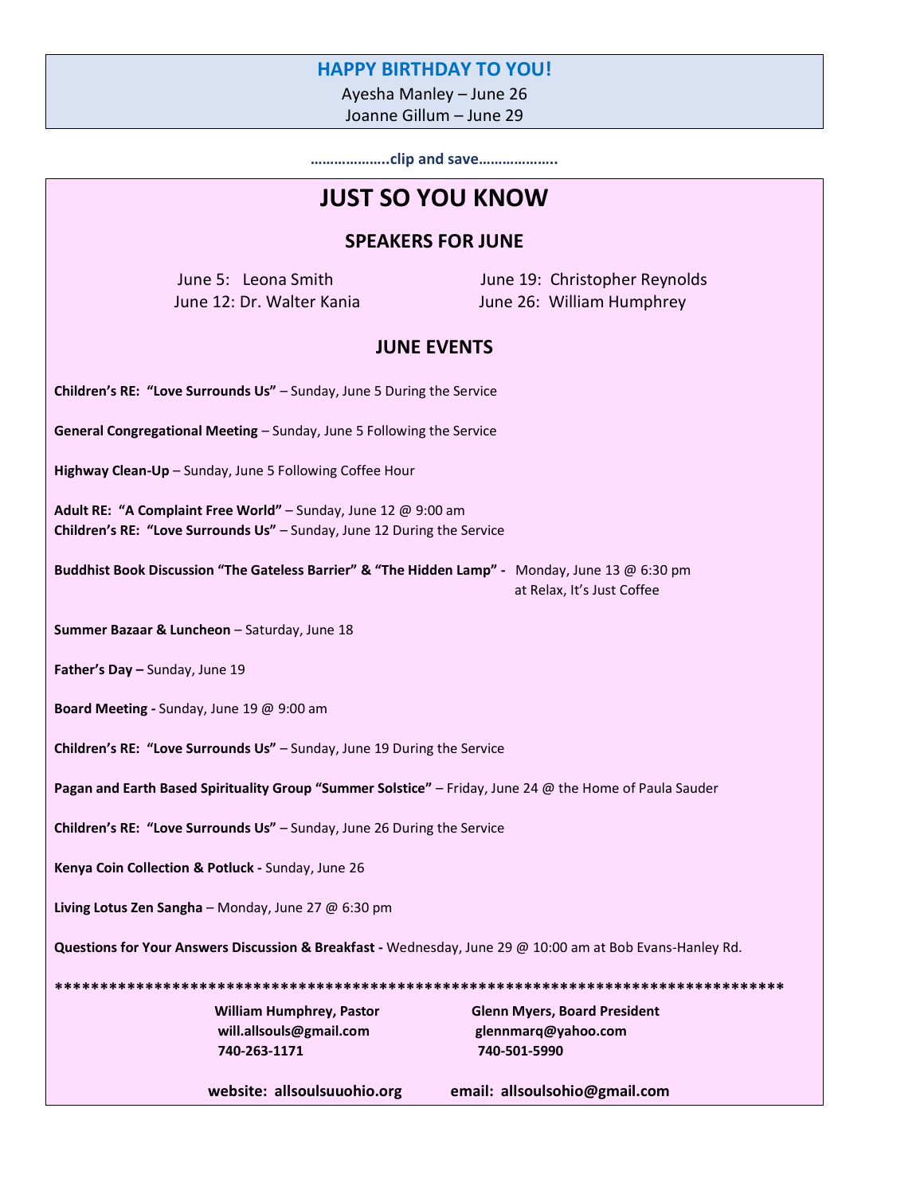**HAPPY BIRTHDAY TO YOU!**

Ayesha Manley – June 26
Joanne Gillum – June 29

………………..clip and save………………..

# JUST SO YOU KNOW

## SPEAKERS FOR JUNE

June 5: Leona Smith
June 12: Dr. Walter Kania
June 19: Christopher Reynolds
June 26: William Humphrey

## JUNE EVENTS

**Children's RE: "Love Surrounds Us"** – Sunday, June 5 During the Service

**General Congregational Meeting** – Sunday, June 5 Following the Service

**Highway Clean-Up** – Sunday, June 5 Following Coffee Hour

**Adult RE: "A Complaint Free World"** – Sunday, June 12 @ 9:00 am
**Children's RE: "Love Surrounds Us"** – Sunday, June 12 During the Service

**Buddhist Book Discussion "The Gateless Barrier" & "The Hidden Lamp" -** Monday, June 13 @ 6:30 pm at Relax, It's Just Coffee

**Summer Bazaar & Luncheon** – Saturday, June 18

**Father's Day –** Sunday, June 19

**Board Meeting -** Sunday, June 19 @ 9:00 am

**Children's RE: "Love Surrounds Us"** – Sunday, June 19 During the Service

**Pagan and Earth Based Spirituality Group "Summer Solstice"** – Friday, June 24 @ the Home of Paula Sauder

**Children's RE: "Love Surrounds Us"** – Sunday, June 26 During the Service

**Kenya Coin Collection & Potluck -** Sunday, June 26

**Living Lotus Zen Sangha** – Monday, June 27 @ 6:30 pm

**Questions for Your Answers Discussion & Breakfast -** Wednesday, June 29 @ 10:00 am at Bob Evans-Hanley Rd.

**************************************************************************************

**William Humphrey, Pastor**
**will.allsouls@gmail.com**
**740-263-1171**

**Glenn Myers, Board President**
**glennmarq@yahoo.com**
**740-501-5990**

**website: allsoulsuuohio.org** **email: allsoulsohio@gmail.com**